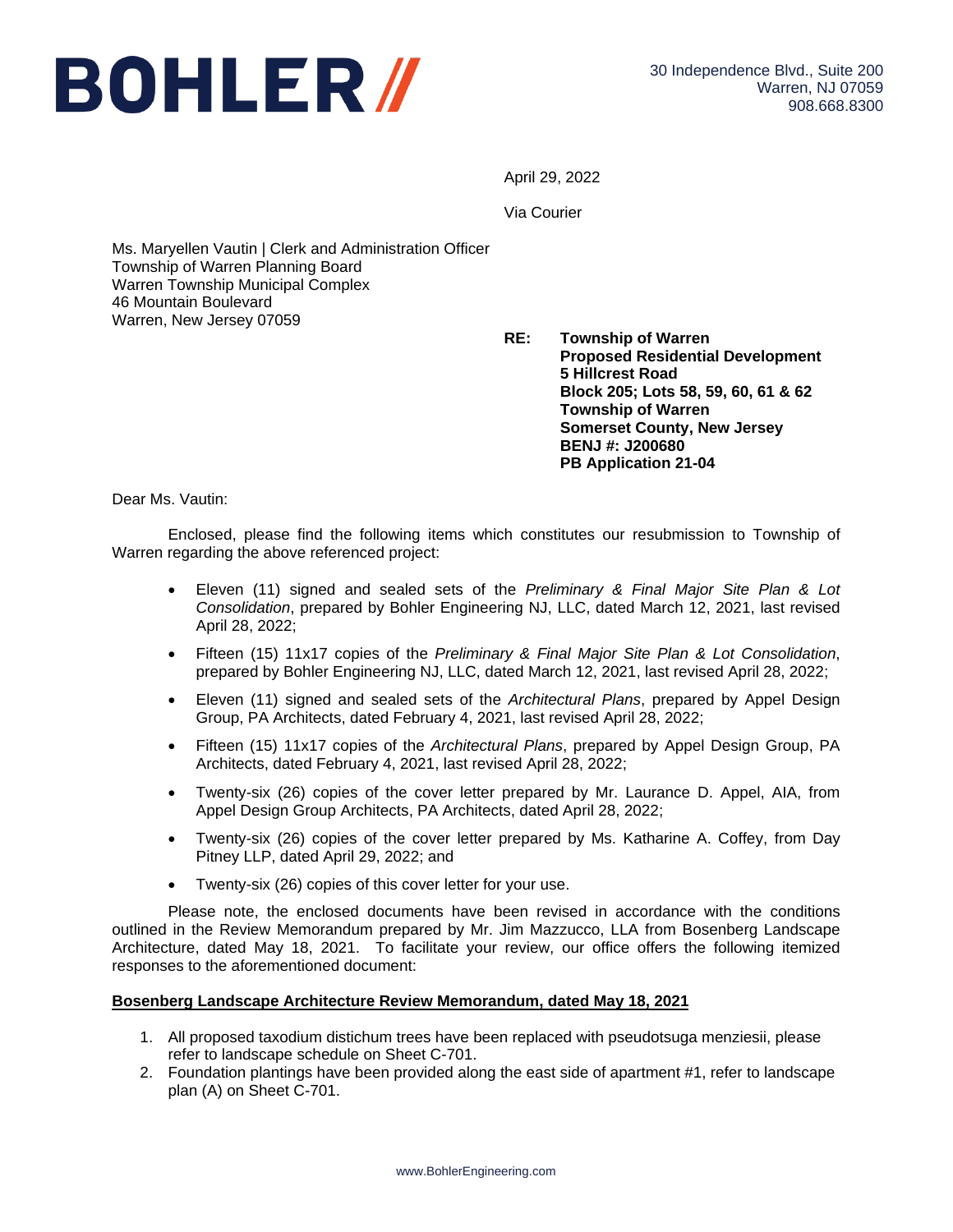# BOHLER //

30 Independence Blvd., Suite 200
Warren, NJ 07059
908.668.8300

April 29, 2022

Via Courier

Ms. Maryellen Vautin | Clerk and Administration Officer
Township of Warren Planning Board
Warren Township Municipal Complex
46 Mountain Boulevard
Warren, New Jersey 07059

**RE: Township of Warren**
**Proposed Residential Development**
**5 Hillcrest Road**
**Block 205; Lots 58, 59, 60, 61 & 62**
**Township of Warren**
**Somerset County, New Jersey**
**BENJ #: J200680**
**PB Application 21-04**

Dear Ms. Vautin:

Enclosed, please find the following items which constitutes our resubmission to Township of Warren regarding the above referenced project:

- Eleven (11) signed and sealed sets of the *Preliminary & Final Major Site Plan & Lot Consolidation*, prepared by Bohler Engineering NJ, LLC, dated March 12, 2021, last revised April 28, 2022;
- Fifteen (15) 11x17 copies of the *Preliminary & Final Major Site Plan & Lot Consolidation*, prepared by Bohler Engineering NJ, LLC, dated March 12, 2021, last revised April 28, 2022;
- Eleven (11) signed and sealed sets of the *Architectural Plans*, prepared by Appel Design Group, PA Architects, dated February 4, 2021, last revised April 28, 2022;
- Fifteen (15) 11x17 copies of the *Architectural Plans*, prepared by Appel Design Group, PA Architects, dated February 4, 2021, last revised April 28, 2022;
- Twenty-six (26) copies of the cover letter prepared by Mr. Laurance D. Appel, AIA, from Appel Design Group Architects, PA Architects, dated April 28, 2022;
- Twenty-six (26) copies of the cover letter prepared by Ms. Katharine A. Coffey, from Day Pitney LLP, dated April 29, 2022; and
- Twenty-six (26) copies of this cover letter for your use.

Please note, the enclosed documents have been revised in accordance with the conditions outlined in the Review Memorandum prepared by Mr. Jim Mazzucco, LLA from Bosenberg Landscape Architecture, dated May 18, 2021. To facilitate your review, our office offers the following itemized responses to the aforementioned document:

**<u>Bosenberg Landscape Architecture Review Memorandum, dated May 18, 2021</u>**

1. All proposed taxodium distichum trees have been replaced with pseudotsuga menziesii, please refer to landscape schedule on Sheet C-701.
2. Foundation plantings have been provided along the east side of apartment #1, refer to landscape plan (A) on Sheet C-701.

www.BohlerEngineering.com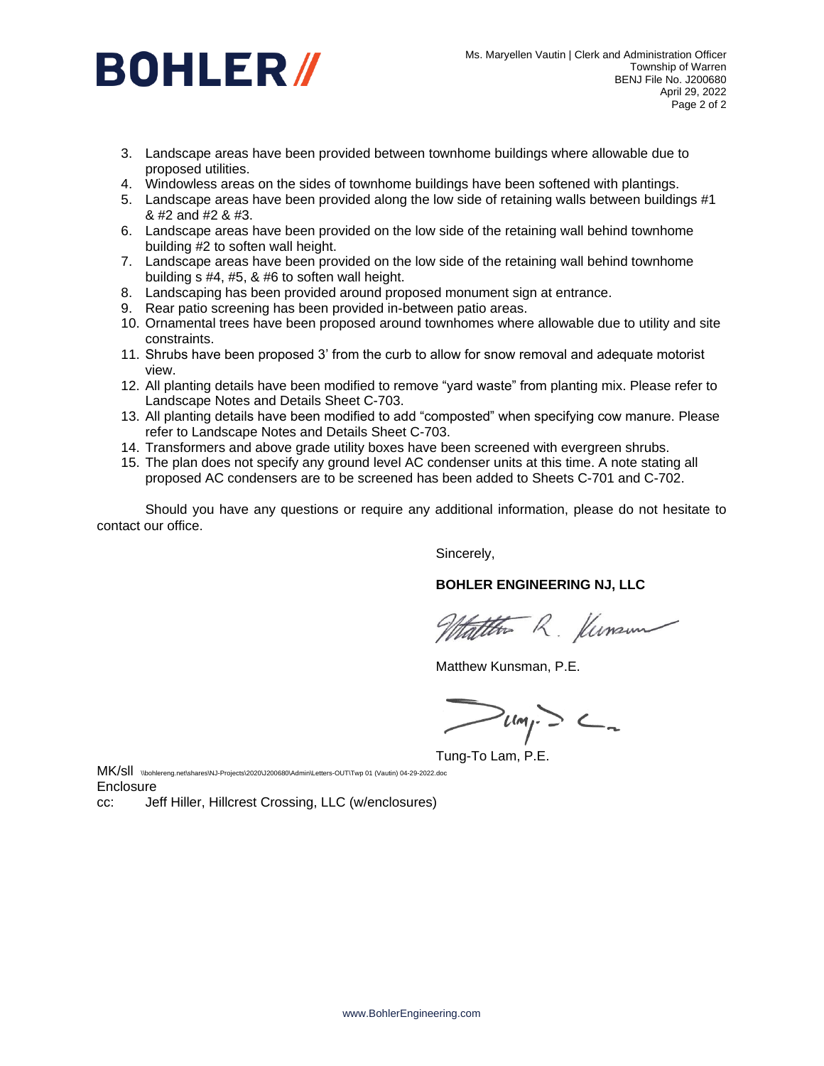3. Landscape areas have been provided between townhome buildings where allowable due to proposed utilities.
4. Windowless areas on the sides of townhome buildings have been softened with plantings.
5. Landscape areas have been provided along the low side of retaining walls between buildings #1 & #2 and #2 & #3.
6. Landscape areas have been provided on the low side of the retaining wall behind townhome building #2 to soften wall height.
7. Landscape areas have been provided on the low side of the retaining wall behind townhome building s #4, #5, & #6 to soften wall height.
8. Landscaping has been provided around proposed monument sign at entrance.
9. Rear patio screening has been provided in-between patio areas.
10. Ornamental trees have been proposed around townhomes where allowable due to utility and site constraints.
11. Shrubs have been proposed 3' from the curb to allow for snow removal and adequate motorist view.
12. All planting details have been modified to remove "yard waste" from planting mix. Please refer to Landscape Notes and Details Sheet C-703.
13. All planting details have been modified to add "composted" when specifying cow manure. Please refer to Landscape Notes and Details Sheet C-703.
14. Transformers and above grade utility boxes have been screened with evergreen shrubs.
15. The plan does not specify any ground level AC condenser units at this time. A note stating all proposed AC condensers are to be screened has been added to Sheets C-701 and C-702.

Should you have any questions or require any additional information, please do not hesitate to contact our office.

Sincerely,

**BOHLER ENGINEERING NJ, LLC**

Matthew Kunsman, P.E.

Tung-To Lam, P.E.

MK/sll \\bohlereng.net\shares\NJ-Projects\2020\J200680\Admin\Letters-OUT\Twp 01 (Vautin) 04-29-2022.doc

Enclosure

cc: Jeff Hiller, Hillcrest Crossing, LLC (w/enclosures)